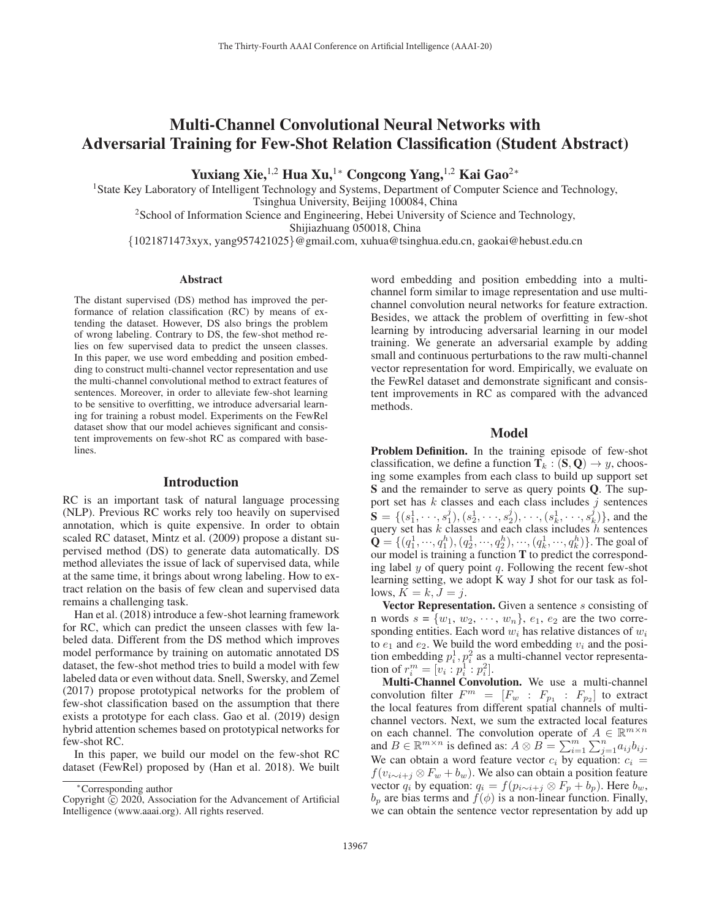# Multi-Channel Convolutional Neural Networks with Adversarial Training for Few-Shot Relation Classification (Student Abstract)

**Yuxiang Xie,[1,2] Hua Xu,[1*] Congcong Yang,[1,2] Kai Gao[2*]**

[1]State Key Laboratory of Intelligent Technology and Systems, Department of Computer Science and Technology, Tsinghua University, Beijing 100084, China

[2]School of Information Science and Engineering, Hebei University of Science and Technology, Shijiazhuang 050018, China

{1021871473xyx, yang957421025}@gmail.com, xuhua@tsinghua.edu.cn, gaokai@hebust.edu.cn

## Abstract

The distant supervised (DS) method has improved the performance of relation classification (RC) by means of extending the dataset. However, DS also brings the problem of wrong labeling. Contrary to DS, the few-shot method relies on few supervised data to predict the unseen classes. In this paper, we use word embedding and position embedding to construct multi-channel vector representation and use the multi-channel convolutional method to extract features of sentences. Moreover, in order to alleviate few-shot learning to be sensitive to overfitting, we introduce adversarial learning for training a robust model. Experiments on the FewRel dataset show that our model achieves significant and consistent improvements on few-shot RC as compared with baselines.

## Introduction

RC is an important task of natural language processing (NLP). Previous RC works rely too heavily on supervised annotation, which is quite expensive. In order to obtain scaled RC dataset, Mintz et al. (2009) propose a distant supervised method (DS) to generate data automatically. DS method alleviates the issue of lack of supervised data, while at the same time, it brings about wrong labeling. How to extract relation on the basis of few clean and supervised data remains a challenging task.

Han et al. (2018) introduce a few-shot learning framework for RC, which can predict the unseen classes with few labeled data. Different from the DS method which improves model performance by training on automatic annotated DS dataset, the few-shot method tries to build a model with few labeled data or even without data. Snell, Swersky, and Zemel (2017) propose prototypical networks for the problem of few-shot classification based on the assumption that there exists a prototype for each class. Gao et al. (2019) design hybrid attention schemes based on prototypical networks for few-shot RC.

In this paper, we build our model on the few-shot RC dataset (FewRel) proposed by (Han et al. 2018). We built word embedding and position embedding into a multi-channel form similar to image representation and use multi-channel convolution neural networks for feature extraction. Besides, we attack the problem of overfitting in few-shot learning by introducing adversarial learning in our model training. We generate an adversarial example by adding small and continuous perturbations to the raw multi-channel vector representation for word. Empirically, we evaluate on the FewRel dataset and demonstrate significant and consistent improvements in RC as compared with the advanced methods.

*Corresponding author

Copyright © 2020, Association for the Advancement of Artificial Intelligence (www.aaai.org). All rights reserved.

## Model

**Problem Definition.** In the training episode of few-shot classification, we define a function $\mathbf{T}_k : (\mathbf{S}, \mathbf{Q}) \rightarrow y$, choosing some examples from each class to build up support set $\mathbf{S}$ and the remainder to serve as query points $\mathbf{Q}$. The support set has $k$ classes and each class includes $j$ sentences $\mathbf{S} = \{(s_1^1, \cdots, s_1^j), (s_2^1, \cdots, s_2^j), \cdots, (s_k^1, \cdots, s_k^j)\}$, and the query set has $k$ classes and each class includes $h$ sentences $\mathbf{Q} = \{(q_1^1, \cdots, q_1^h), (q_2^1, \cdots, q_2^h), \cdots, (q_k^1, \cdots, q_k^h)\}$. The goal of our model is training a function $\mathbf{T}$ to predict the corresponding label $y$ of query point $q$. Following the recent few-shot learning setting, we adopt K way J shot for our task as follows, $K = k, J = j$.

**Vector Representation.** Given a sentence $s$ consisting of n words $s = \{w_1, w_2, \cdots, w_n\}$, $e_1$, $e_2$ are the two corresponding entities. Each word $w_i$ has relative distances of $w_i$ to $e_1$ and $e_2$. We build the word embedding $v_i$ and the position embedding $p_i^1, p_i^2$ as a multi-channel vector representation of $r_i^m = [v_i : p_i^1 : p_i^2]$.

**Multi-Channel Convolution.** We use a multi-channel convolution filter $F^m = [F_w : F_{p_1} : F_{p_2}]$ to extract the local features from different spatial channels of multi-channel vectors. Next, we sum the extracted local features on each channel. The convolution operate of $A \in \mathbb{R}^{m \times n}$ and $B \in \mathbb{R}^{m \times n}$ is defined as: $A \otimes B = \sum_{i=1}^{m} \sum_{j=1}^{n} a_{ij} b_{ij}$. We can obtain a word feature vector $c_i$ by equation: $c_i = f(v_{i \sim i+j} \otimes F_w + b_w)$. We also can obtain a position feature vector $q_i$ by equation: $q_i = f(p_{i \sim i+j} \otimes F_p + b_p)$. Here $b_w$, $b_p$ are bias terms and $f(\phi)$ is a non-linear function. Finally, we can obtain the sentence vector representation by add up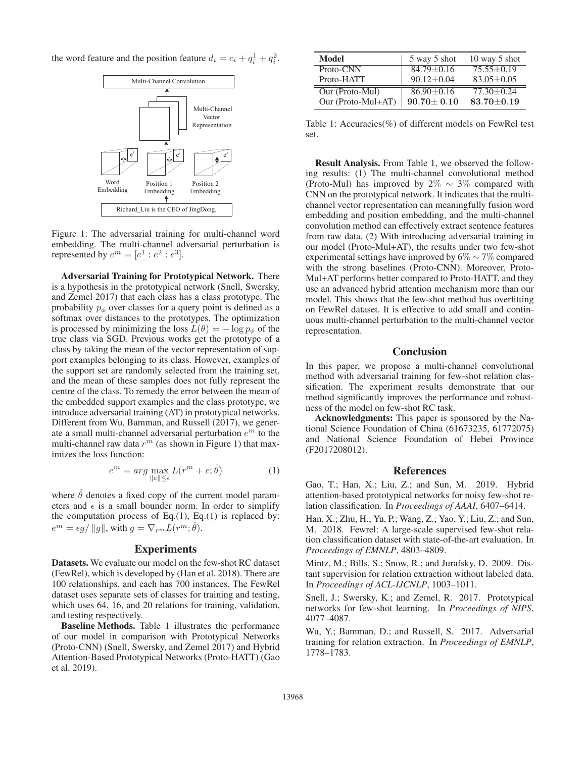the word feature and the position feature $d_i = c_i + q_i^1 + q_i^2$.

Multi-Channel Convolution

Multi-Channel Vector Representation

$e^1$ $e^2$ $e^3$

Word Embedding

Position 1 Embedding

Position 2 Embedding

Richard_Liu is the CEO of JingDong.

Figure 1: The adversarial training for multi-channel word embedding. The multi-channel adversarial perturbation is represented by $e^m = [e^1 : e^2 : e^3]$.

**Adversarial Training for Prototypical Network.** There is a hypothesis in the prototypical network (Snell, Swersky, and Zemel 2017) that each class has a class prototype. The probability $p_\phi$ over classes for a query point is defined as a softmax over distances to the prototypes. The optimization is processed by minimizing the loss $L(\theta) = -\log p_\phi$ of the true class via SGD. Previous works get the prototype of a class by taking the mean of the vector representation of support examples belonging to its class. However, examples of the support set are randomly selected from the training set, and the mean of these samples does not fully represent the centre of the class. To remedy the error between the mean of the embedded support examples and the class prototype, we introduce adversarial training (AT) in prototypical networks. Different from Wu, Bamman, and Russell (2017), we generate a small multi-channel adversarial perturbation $e^m$ to the multi-channel raw data $r^m$ (as shown in Figure 1) that maximizes the loss function:

$$e^m = arg \max_{\|e\| \leq \epsilon} L(r^m + e; \hat{\theta}) \tag{1}$$

where $\hat{\theta}$ denotes a fixed copy of the current model parameters and $\epsilon$ is a small bounder norm. In order to simplify the computation process of Eq.(1), Eq.(1) is replaced by: $e^m = \epsilon g / \|g\|$, with $g = \nabla_{r^m} L(r^m; \hat{\theta})$.

## Experiments

**Datasets.** We evaluate our model on the few-shot RC dataset (FewRel), which is developed by (Han et al. 2018). There are 100 relationships, and each has 700 instances. The FewRel dataset uses separate sets of classes for training and testing, which uses 64, 16, and 20 relations for training, validation, and testing respectively.

**Baseline Methods.** Table 1 illustrates the performance of our model in comparison with Prototypical Networks (Proto-CNN) (Snell, Swersky, and Zemel 2017) and Hybrid Attention-Based Prototypical Networks (Proto-HATT) (Gao et al. 2019).

| **Model** | 5 way 5 shot | 10 way 5 shot |
|---|---|---|
| Proto-CNN | 84.79±0.16 | 75.55±0.19 |
| Proto-HATT | 90.12±0.04 | 83.05±0.05 |
| Our (Proto-Mul) | 86.90±0.16 | 77.30±0.24 |
| Our (Proto-Mul+AT) | **90.70± 0.10** | **83.70±0.19** |

Table 1: Accuracies(%) of different models on FewRel test set.

**Result Analysis.** From Table 1, we observed the following results: (1) The multi-channel convolutional method (Proto-Mul) has improved by $2\% \sim 3\%$ compared with CNN on the prototypical network. It indicates that the multi-channel vector representation can meaningfully fusion word embedding and position embedding, and the multi-channel convolution method can effectively extract sentence features from raw data. (2) With introducing adversarial training in our model (Proto-Mul+AT), the results under two few-shot experimental settings have improved by $6\% \sim 7\%$ compared with the strong baselines (Proto-CNN). Moreover, Proto-Mul+AT performs better compared to Proto-HATT, and they use an advanced hybrid attention mechanism more than our model. This shows that the few-shot method has overfitting on FewRel dataset. It is effective to add small and continuous multi-channel perturbation to the multi-channel vector representation.

## Conclusion

In this paper, we propose a multi-channel convolutional method with adversarial training for few-shot relation classification. The experiment results demonstrate that our method significantly improves the performance and robustness of the model on few-shot RC task.

**Acknowledgments:** This paper is sponsored by the National Science Foundation of China (61673235, 61772075) and National Science Foundation of Hebei Province (F2017208012).

## References

Gao, T.; Han, X.; Liu, Z.; and Sun, M. 2019. Hybrid attention-based prototypical networks for noisy few-shot relation classification. In *Proceedings of AAAI*, 6407–6414.

Han, X.; Zhu, H.; Yu, P.; Wang, Z.; Yao, Y.; Liu, Z.; and Sun, M. 2018. Fewrel: A large-scale supervised few-shot relation classification dataset with state-of-the-art evaluation. In *Proceedings of EMNLP*, 4803–4809.

Mintz, M.; Bills, S.; Snow, R.; and Jurafsky, D. 2009. Distant supervision for relation extraction without labeled data. In *Proceedings of ACL-IJCNLP*, 1003–1011.

Snell, J.; Swersky, K.; and Zemel, R. 2017. Prototypical networks for few-shot learning. In *Proceedings of NIPS*, 4077–4087.

Wu, Y.; Bamman, D.; and Russell, S. 2017. Adversarial training for relation extraction. In *Proceedings of EMNLP*, 1778–1783.